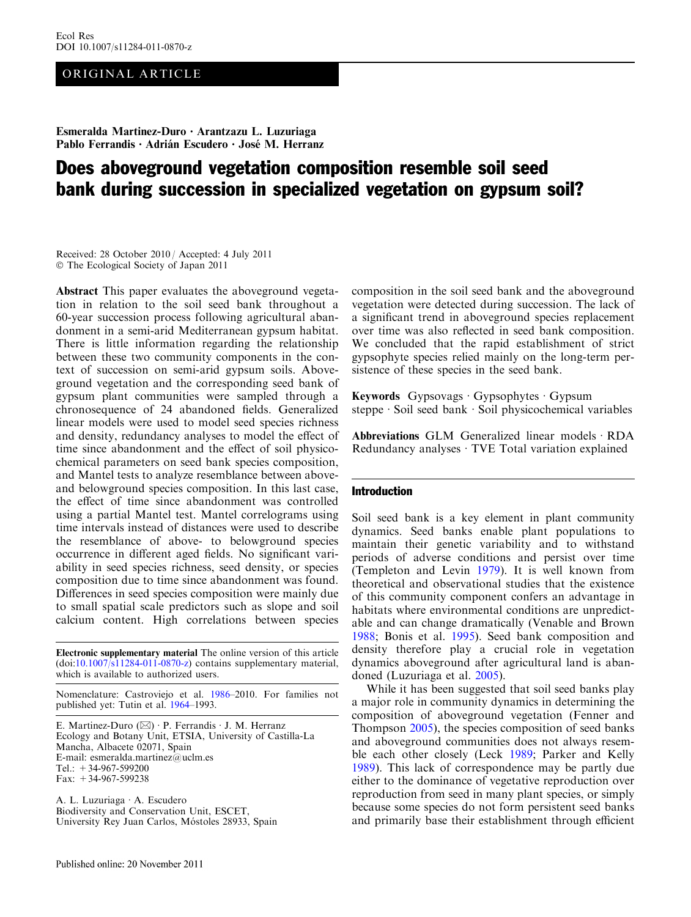ORIGINAL ARTICLE

**Esmeralda Martinez-Duro · Arantzazu L. Luzuriaga · Pablo Ferrandis · Adrián Escudero · José M. Herranz**

# Does aboveground vegetation composition resemble soil seed bank during succession in specialized vegetation on gypsum soil?

Received: 28 October 2010 / Accepted: 4 July 2011
© The Ecological Society of Japan 2011

**Abstract** This paper evaluates the aboveground vegetation in relation to the soil seed bank throughout a 60-year succession process following agricultural abandonment in a semi-arid Mediterranean gypsum habitat. There is little information regarding the relationship between these two community components in the context of succession on semi-arid gypsum soils. Aboveground vegetation and the corresponding seed bank of gypsum plant communities were sampled through a chronosequence of 24 abandoned fields. Generalized linear models were used to model seed species richness and density, redundancy analyses to model the effect of time since abandonment and the effect of soil physicochemical parameters on seed bank species composition, and Mantel tests to analyze resemblance between above- and belowground species composition. In this last case, the effect of time since abandonment was controlled using a partial Mantel test. Mantel correlograms using time intervals instead of distances were used to describe the resemblance of above- to belowground species occurrence in different aged fields. No significant variability in seed species richness, seed density, or species composition due to time since abandonment was found. Differences in seed species composition were mainly due to small spatial scale predictors such as slope and soil calcium content. High correlations between species composition in the soil seed bank and the aboveground vegetation were detected during succession. The lack of a significant trend in aboveground species replacement over time was also reflected in seed bank composition. We concluded that the rapid establishment of strict gypsophyte species relied mainly on the long-term persistence of these species in the seed bank.

**Keywords** Gypsovags · Gypsophytes · Gypsum steppe · Soil seed bank · Soil physicochemical variables

**Abbreviations** GLM Generalized linear models · RDA Redundancy analyses · TVE Total variation explained

**Electronic supplementary material** The online version of this article (doi:10.1007/s11284-011-0870-z) contains supplementary material, which is available to authorized users.

Nomenclature: Castroviejo et al. 1986–2010. For families not published yet: Tutin et al. 1964–1993.

E. Martinez-Duro (✉) · P. Ferrandis · J. M. Herranz
Ecology and Botany Unit, ETSIA, University of Castilla-La Mancha, Albacete 02071, Spain
E-mail: esmeralda.martinez@uclm.es
Tel.: +34-967-599200
Fax: +34-967-599238

A. L. Luzuriaga · A. Escudero
Biodiversity and Conservation Unit, ESCET, University Rey Juan Carlos, Móstoles 28933, Spain

## Introduction

Soil seed bank is a key element in plant community dynamics. Seed banks enable plant populations to maintain their genetic variability and to withstand periods of adverse conditions and persist over time (Templeton and Levin 1979). It is well known from theoretical and observational studies that the existence of this community component confers an advantage in habitats where environmental conditions are unpredictable and can change dramatically (Venable and Brown 1988; Bonis et al. 1995). Seed bank composition and density therefore play a crucial role in vegetation dynamics aboveground after agricultural land is abandoned (Luzuriaga et al. 2005).

While it has been suggested that soil seed banks play a major role in community dynamics in determining the composition of aboveground vegetation (Fenner and Thompson 2005), the species composition of seed banks and aboveground communities does not always resemble each other closely (Leck 1989; Parker and Kelly 1989). This lack of correspondence may be partly due either to the dominance of vegetative reproduction over reproduction from seed in many plant species, or simply because some species do not form persistent seed banks and primarily base their establishment through efficient

Published online: 20 November 2011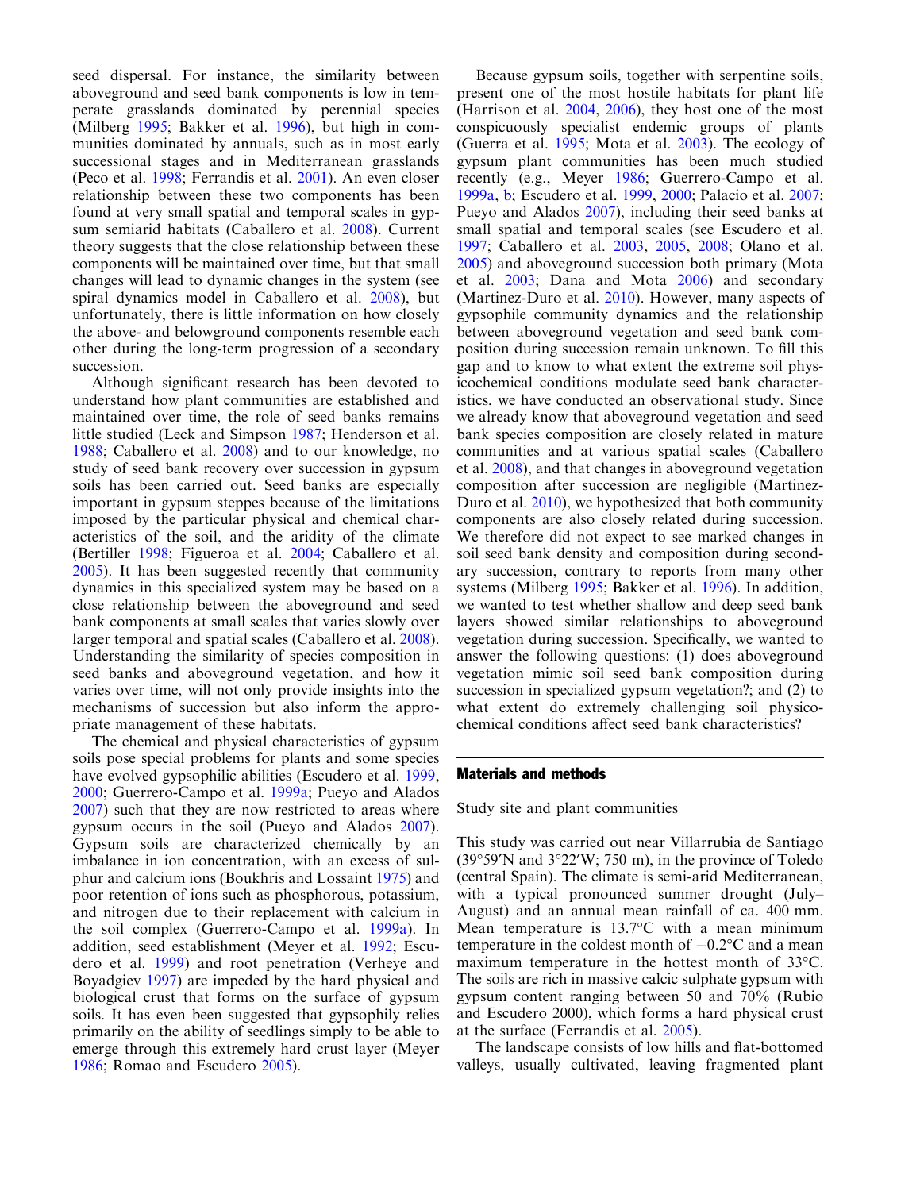seed dispersal. For instance, the similarity between aboveground and seed bank components is low in temperate grasslands dominated by perennial species (Milberg 1995; Bakker et al. 1996), but high in communities dominated by annuals, such as in most early successional stages and in Mediterranean grasslands (Peco et al. 1998; Ferrandis et al. 2001). An even closer relationship between these two components has been found at very small spatial and temporal scales in gypsum semiarid habitats (Caballero et al. 2008). Current theory suggests that the close relationship between these components will be maintained over time, but that small changes will lead to dynamic changes in the system (see spiral dynamics model in Caballero et al. 2008), but unfortunately, there is little information on how closely the above- and belowground components resemble each other during the long-term progression of a secondary succession.

Although significant research has been devoted to understand how plant communities are established and maintained over time, the role of seed banks remains little studied (Leck and Simpson 1987; Henderson et al. 1988; Caballero et al. 2008) and to our knowledge, no study of seed bank recovery over succession in gypsum soils has been carried out. Seed banks are especially important in gypsum steppes because of the limitations imposed by the particular physical and chemical characteristics of the soil, and the aridity of the climate (Bertiller 1998; Figueroa et al. 2004; Caballero et al. 2005). It has been suggested recently that community dynamics in this specialized system may be based on a close relationship between the aboveground and seed bank components at small scales that varies slowly over larger temporal and spatial scales (Caballero et al. 2008). Understanding the similarity of species composition in seed banks and aboveground vegetation, and how it varies over time, will not only provide insights into the mechanisms of succession but also inform the appropriate management of these habitats.

The chemical and physical characteristics of gypsum soils pose special problems for plants and some species have evolved gypsophilic abilities (Escudero et al. 1999, 2000; Guerrero-Campo et al. 1999a; Pueyo and Alados 2007) such that they are now restricted to areas where gypsum occurs in the soil (Pueyo and Alados 2007). Gypsum soils are characterized chemically by an imbalance in ion concentration, with an excess of sulphur and calcium ions (Boukhris and Lossaint 1975) and poor retention of ions such as phosphorous, potassium, and nitrogen due to their replacement with calcium in the soil complex (Guerrero-Campo et al. 1999a). In addition, seed establishment (Meyer et al. 1992; Escudero et al. 1999) and root penetration (Verheye and Boyadgiev 1997) are impeded by the hard physical and biological crust that forms on the surface of gypsum soils. It has even been suggested that gypsophily relies primarily on the ability of seedlings simply to be able to emerge through this extremely hard crust layer (Meyer 1986; Romao and Escudero 2005).

Because gypsum soils, together with serpentine soils, present one of the most hostile habitats for plant life (Harrison et al. 2004, 2006), they host one of the most conspicuously specialist endemic groups of plants (Guerra et al. 1995; Mota et al. 2003). The ecology of gypsum plant communities has been much studied recently (e.g., Meyer 1986; Guerrero-Campo et al. 1999a, b; Escudero et al. 1999, 2000; Palacio et al. 2007; Pueyo and Alados 2007), including their seed banks at small spatial and temporal scales (see Escudero et al. 1997; Caballero et al. 2003, 2005, 2008; Olano et al. 2005) and aboveground succession both primary (Mota et al. 2003; Dana and Mota 2006) and secondary (Martinez-Duro et al. 2010). However, many aspects of gypsophile community dynamics and the relationship between aboveground vegetation and seed bank composition during succession remain unknown. To fill this gap and to know to what extent the extreme soil physicochemical conditions modulate seed bank characteristics, we have conducted an observational study. Since we already know that aboveground vegetation and seed bank species composition are closely related in mature communities and at various spatial scales (Caballero et al. 2008), and that changes in aboveground vegetation composition after succession are negligible (Martinez-Duro et al. 2010), we hypothesized that both community components are also closely related during succession. We therefore did not expect to see marked changes in soil seed bank density and composition during secondary succession, contrary to reports from many other systems (Milberg 1995; Bakker et al. 1996). In addition, we wanted to test whether shallow and deep seed bank layers showed similar relationships to aboveground vegetation during succession. Specifically, we wanted to answer the following questions: (1) does aboveground vegetation mimic soil seed bank composition during succession in specialized gypsum vegetation?; and (2) to what extent do extremely challenging soil physicochemical conditions affect seed bank characteristics?

## Materials and methods

### Study site and plant communities

This study was carried out near Villarrubia de Santiago (39°59′N and 3°22′W; 750 m), in the province of Toledo (central Spain). The climate is semi-arid Mediterranean, with a typical pronounced summer drought (July–August) and an annual mean rainfall of ca. 400 mm. Mean temperature is 13.7°C with a mean minimum temperature in the coldest month of −0.2°C and a mean maximum temperature in the hottest month of 33°C. The soils are rich in massive calcic sulphate gypsum with gypsum content ranging between 50 and 70% (Rubio and Escudero 2000), which forms a hard physical crust at the surface (Ferrandis et al. 2005).

The landscape consists of low hills and flat-bottomed valleys, usually cultivated, leaving fragmented plant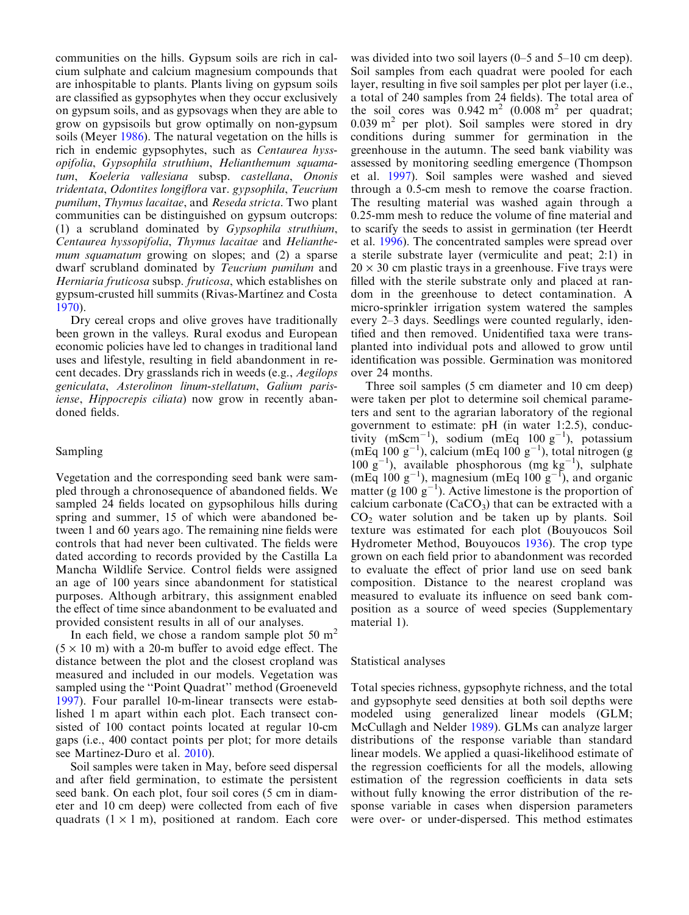communities on the hills. Gypsum soils are rich in calcium sulphate and calcium magnesium compounds that are inhospitable to plants. Plants living on gypsum soils are classified as gypsophytes when they occur exclusively on gypsum soils, and as gypsovags when they are able to grow on gypsisoils but grow optimally on non-gypsum soils (Meyer 1986). The natural vegetation on the hills is rich in endemic gypsophytes, such as *Centaurea hyssopifolia*, *Gypsophila struthium*, *Helianthemum squamatum*, *Koeleria vallesiana* subsp. *castellana*, *Ononis tridentata*, *Odontites longiflora* var. *gypsophila*, *Teucrium pumilum*, *Thymus lacaitae*, and *Reseda stricta*. Two plant communities can be distinguished on gypsum outcrops: (1) a scrubland dominated by *Gypsophila struthium*, *Centaurea hyssopifolia*, *Thymus lacaitae* and *Helianthemum squamatum* growing on slopes; and (2) a sparse dwarf scrubland dominated by *Teucrium pumilum* and *Herniaria fruticosa* subsp. *fruticosa*, which establishes on gypsum-crusted hill summits (Rivas-Martínez and Costa 1970).

Dry cereal crops and olive groves have traditionally been grown in the valleys. Rural exodus and European economic policies have led to changes in traditional land uses and lifestyle, resulting in field abandonment in recent decades. Dry grasslands rich in weeds (e.g., *Aegilops geniculata*, *Asterolinon linum-stellatum*, *Galium parisiense*, *Hippocrepis ciliata*) now grow in recently abandoned fields.

## Sampling

Vegetation and the corresponding seed bank were sampled through a chronosequence of abandoned fields. We sampled 24 fields located on gypsophilous hills during spring and summer, 15 of which were abandoned between 1 and 60 years ago. The remaining nine fields were controls that had never been cultivated. The fields were dated according to records provided by the Castilla La Mancha Wildlife Service. Control fields were assigned an age of 100 years since abandonment for statistical purposes. Although arbitrary, this assignment enabled the effect of time since abandonment to be evaluated and provided consistent results in all of our analyses.

In each field, we chose a random sample plot 50 $m^2$ ($5 \times 10$ m) with a 20-m buffer to avoid edge effect. The distance between the plot and the closest cropland was measured and included in our models. Vegetation was sampled using the "Point Quadrat" method (Groeneveld 1997). Four parallel 10-m-linear transects were established 1 m apart within each plot. Each transect consisted of 100 contact points located at regular 10-cm gaps (i.e., 400 contact points per plot; for more details see Martinez-Duro et al. 2010).

Soil samples were taken in May, before seed dispersal and after field germination, to estimate the persistent seed bank. On each plot, four soil cores (5 cm in diameter and 10 cm deep) were collected from each of five quadrats ($1 \times 1$ m), positioned at random. Each core was divided into two soil layers (0–5 and 5–10 cm deep). Soil samples from each quadrat were pooled for each layer, resulting in five soil samples per plot per layer (i.e., a total of 240 samples from 24 fields). The total area of the soil cores was 0.942 $m^2$ (0.008 $m^2$ per quadrat; 0.039 $m^2$ per plot). Soil samples were stored in dry conditions during summer for germination in the greenhouse in the autumn. The seed bank viability was assessed by monitoring seedling emergence (Thompson et al. 1997). Soil samples were washed and sieved through a 0.5-cm mesh to remove the coarse fraction. The resulting material was washed again through a 0.25-mm mesh to reduce the volume of fine material and to scarify the seeds to assist in germination (ter Heerdt et al. 1996). The concentrated samples were spread over a sterile substrate layer (vermiculite and peat; 2:1) in $20 \times 30$ cm plastic trays in a greenhouse. Five trays were filled with the sterile substrate only and placed at random in the greenhouse to detect contamination. A micro-sprinkler irrigation system watered the samples every 2–3 days. Seedlings were counted regularly, identified and then removed. Unidentified taxa were transplanted into individual pots and allowed to grow until identification was possible. Germination was monitored over 24 months.

Three soil samples (5 cm diameter and 10 cm deep) were taken per plot to determine soil chemical parameters and sent to the agrarian laboratory of the regional government to estimate: pH (in water 1:2.5), conductivity ($mScm^{-1}$), sodium (mEq 100 $g^{-1}$), potassium (mEq 100 $g^{-1}$), calcium (mEq 100 $g^{-1}$), total nitrogen (g 100 $g^{-1}$), available phosphorous (mg $kg^{-1}$), sulphate (mEq 100 $g^{-1}$), magnesium (mEq 100 $g^{-1}$), and organic matter (g 100 $g^{-1}$). Active limestone is the proportion of calcium carbonate ($CaCO_3$) that can be extracted with a $CO_2$ water solution and be taken up by plants. Soil texture was estimated for each plot (Bouyoucos Soil Hydrometer Method, Bouyoucos 1936). The crop type grown on each field prior to abandonment was recorded to evaluate the effect of prior land use on seed bank composition. Distance to the nearest cropland was measured to evaluate its influence on seed bank composition as a source of weed species (Supplementary material 1).

## Statistical analyses

Total species richness, gypsophyte richness, and the total and gypsophyte seed densities at both soil depths were modeled using generalized linear models (GLM; McCullagh and Nelder 1989). GLMs can analyze larger distributions of the response variable than standard linear models. We applied a quasi-likelihood estimate of the regression coefficients for all the models, allowing estimation of the regression coefficients in data sets without fully knowing the error distribution of the response variable in cases when dispersion parameters were over- or under-dispersed. This method estimates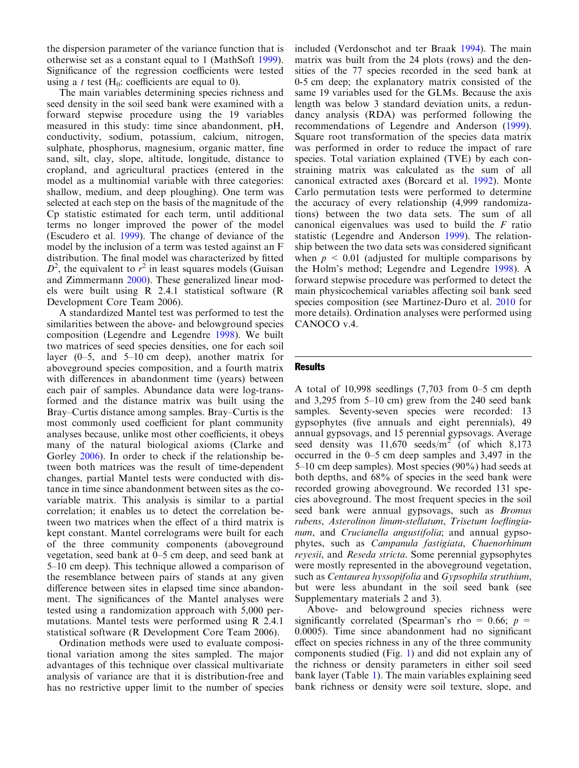the dispersion parameter of the variance function that is otherwise set as a constant equal to 1 (MathSoft 1999). Significance of the regression coefficients were tested using a $t$ test ($H_0$: coefficients are equal to 0).

The main variables determining species richness and seed density in the soil seed bank were examined with a forward stepwise procedure using the 19 variables measured in this study: time since abandonment, pH, conductivity, sodium, potassium, calcium, nitrogen, sulphate, phosphorus, magnesium, organic matter, fine sand, silt, clay, slope, altitude, longitude, distance to cropland, and agricultural practices (entered in the model as a multinomial variable with three categories: shallow, medium, and deep ploughing). One term was selected at each step on the basis of the magnitude of the Cp statistic estimated for each term, until additional terms no longer improved the power of the model (Escudero et al. 1999). The change of deviance of the model by the inclusion of a term was tested against an F distribution. The final model was characterized by fitted $D^2$, the equivalent to $r^2$ in least squares models (Guisan and Zimmermann 2000). These generalized linear models were built using R 2.4.1 statistical software (R Development Core Team 2006).

A standardized Mantel test was performed to test the similarities between the above- and belowground species composition (Legendre and Legendre 1998). We built two matrices of seed species densities, one for each soil layer (0–5, and 5–10 cm deep), another matrix for aboveground species composition, and a fourth matrix with differences in abandonment time (years) between each pair of samples. Abundance data were log-transformed and the distance matrix was built using the Bray–Curtis distance among samples. Bray–Curtis is the most commonly used coefficient for plant community analyses because, unlike most other coefficients, it obeys many of the natural biological axioms (Clarke and Gorley 2006). In order to check if the relationship between both matrices was the result of time-dependent changes, partial Mantel tests were conducted with distance in time since abandonment between sites as the co-variable matrix. This analysis is similar to a partial correlation; it enables us to detect the correlation between two matrices when the effect of a third matrix is kept constant. Mantel correlograms were built for each of the three community components (aboveground vegetation, seed bank at 0–5 cm deep, and seed bank at 5–10 cm deep). This technique allowed a comparison of the resemblance between pairs of stands at any given difference between sites in elapsed time since abandonment. The significances of the Mantel analyses were tested using a randomization approach with 5,000 permutations. Mantel tests were performed using R 2.4.1 statistical software (R Development Core Team 2006).

Ordination methods were used to evaluate compositional variation among the sites sampled. The major advantages of this technique over classical multivariate analysis of variance are that it is distribution-free and has no restrictive upper limit to the number of species included (Verdonschot and ter Braak 1994). The main matrix was built from the 24 plots (rows) and the densities of the 77 species recorded in the seed bank at 0-5 cm deep; the explanatory matrix consisted of the same 19 variables used for the GLMs. Because the axis length was below 3 standard deviation units, a redundancy analysis (RDA) was performed following the recommendations of Legendre and Anderson (1999). Square root transformation of the species data matrix was performed in order to reduce the impact of rare species. Total variation explained (TVE) by each constraining matrix was calculated as the sum of all canonical extracted axes (Borcard et al. 1992). Monte Carlo permutation tests were performed to determine the accuracy of every relationship (4,999 randomizations) between the two data sets. The sum of all canonical eigenvalues was used to build the $F$ ratio statistic (Legendre and Anderson 1999). The relationship between the two data sets was considered significant when $p < 0.01$ (adjusted for multiple comparisons by the Holm's method; Legendre and Legendre 1998). A forward stepwise procedure was performed to detect the main physicochemical variables affecting soil bank seed species composition (see Martinez-Duro et al. 2010 for more details). Ordination analyses were performed using CANOCO v.4.

## Results

A total of 10,998 seedlings (7,703 from 0–5 cm depth and 3,295 from 5–10 cm) grew from the 240 seed bank samples. Seventy-seven species were recorded: 13 gypsophytes (five annuals and eight perennials), 49 annual gypsovags, and 15 perennial gypsovags. Average seed density was 11,670 seeds/m$^2$ (of which 8,173 occurred in the 0–5 cm deep samples and 3,497 in the 5–10 cm deep samples). Most species (90%) had seeds at both depths, and 68% of species in the seed bank were recorded growing aboveground. We recorded 131 species aboveground. The most frequent species in the soil seed bank were annual gypsovags, such as *Bromus rubens*, *Asterolinon linum-stellatum*, *Trisetum loeflingianum*, and *Crucianella angustifolia*; and annual gypsophytes, such as *Campanula fastigiata*, *Chaenorhinum reyesii*, and *Reseda stricta*. Some perennial gypsophytes were mostly represented in the aboveground vegetation, such as *Centaurea hyssopifolia* and *Gypsophila struthium*, but were less abundant in the soil seed bank (see Supplementary materials 2 and 3).

Above- and belowground species richness were significantly correlated (Spearman's rho = 0.66; $p$ = 0.0005). Time since abandonment had no significant effect on species richness in any of the three community components studied (Fig. 1) and did not explain any of the richness or density parameters in either soil seed bank layer (Table 1). The main variables explaining seed bank richness or density were soil texture, slope, and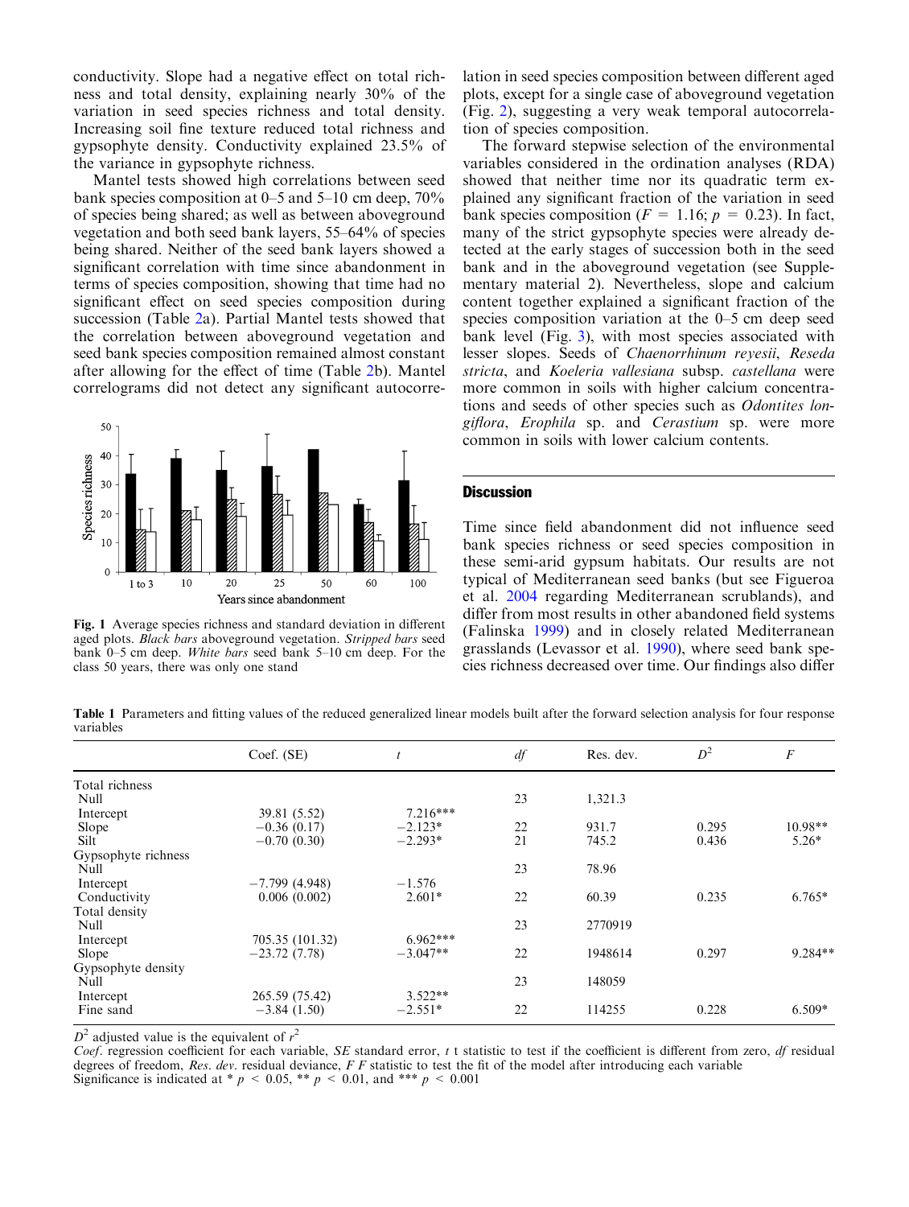conductivity. Slope had a negative effect on total richness and total density, explaining nearly 30% of the variation in seed species richness and total density. Increasing soil fine texture reduced total richness and gypsophyte density. Conductivity explained 23.5% of the variance in gypsophyte richness.

Mantel tests showed high correlations between seed bank species composition at 0–5 and 5–10 cm deep, 70% of species being shared; as well as between aboveground vegetation and both seed bank layers, 55–64% of species being shared. Neither of the seed bank layers showed a significant correlation with time since abandonment in terms of species composition, showing that time had no significant effect on seed species composition during succession (Table 2a). Partial Mantel tests showed that the correlation between aboveground vegetation and seed bank species composition remained almost constant after allowing for the effect of time (Table 2b). Mantel correlograms did not detect any significant autocorrelation in seed species composition between different aged plots, except for a single case of aboveground vegetation (Fig. 2), suggesting a very weak temporal autocorrelation of species composition.

**Fig. 1** Average species richness and standard deviation in different aged plots. *Black bars* aboveground vegetation. *Stripped bars* seed bank 0–5 cm deep. *White bars* seed bank 5–10 cm deep. For the class 50 years, there was only one stand

The forward stepwise selection of the environmental variables considered in the ordination analyses (RDA) showed that neither time nor its quadratic term explained any significant fraction of the variation in seed bank species composition ($F = 1.16$; $p = 0.23$). In fact, many of the strict gypsophyte species were already detected at the early stages of succession both in the seed bank and in the aboveground vegetation (see Supplementary material 2). Nevertheless, slope and calcium content together explained a significant fraction of the species composition variation at the 0–5 cm deep seed bank level (Fig. 3), with most species associated with lesser slopes. Seeds of *Chaenorrhinum reyesii*, *Reseda stricta*, and *Koeleria vallesiana* subsp. *castellana* were more common in soils with higher calcium concentrations and seeds of other species such as *Odontites longiflora*, *Erophila* sp. and *Cerastium* sp. were more common in soils with lower calcium contents.

## Discussion

Time since field abandonment did not influence seed bank species richness or seed species composition in these semi-arid gypsum habitats. Our results are not typical of Mediterranean seed banks (but see Figueroa et al. 2004 regarding Mediterranean scrublands), and differ from most results in other abandoned field systems (Falinska 1999) and in closely related Mediterranean grasslands (Levassor et al. 1990), where seed bank species richness decreased over time. Our findings also differ

**Table 1** Parameters and fitting values of the reduced generalized linear models built after the forward selection analysis for four response variables

| | Coef. (SE) | $t$ | $df$ | Res. dev. | $D^2$ | $F$ |
|---|---|---|---|---|---|---|
| Total richness | | | | | | |
| Null | | | 23 | 1,321.3 | | |
| Intercept | 39.81 (5.52) | 7.216*** | | | | |
| Slope | −0.36 (0.17) | −2.123* | 22 | 931.7 | 0.295 | 10.98** |
| Silt | −0.70 (0.30) | −2.293* | 21 | 745.2 | 0.436 | 5.26* |
| Gypsophyte richness | | | | | | |
| Null | | | 23 | 78.96 | | |
| Intercept | −7.799 (4.948) | −1.576 | | | | |
| Conductivity | 0.006 (0.002) | 2.601* | 22 | 60.39 | 0.235 | 6.765* |
| Total density | | | | | | |
| Null | | | 23 | 2770919 | | |
| Intercept | 705.35 (101.32) | 6.962*** | | | | |
| Slope | −23.72 (7.78) | −3.047** | 22 | 1948614 | 0.297 | 9.284** |
| Gypsophyte density | | | | | | |
| Null | | | 23 | 148059 | | |
| Intercept | 265.59 (75.42) | 3.522** | | | | |
| Fine sand | −3.84 (1.50) | −2.551* | 22 | 114255 | 0.228 | 6.509* |

$D^2$ adjusted value is the equivalent of $r^2$

*Coef*. regression coefficient for each variable, *SE* standard error, *t* t statistic to test if the coefficient is different from zero, *df* residual degrees of freedom, *Res. dev*. residual deviance, *F* F statistic to test the fit of the model after introducing each variable

Significance is indicated at * $p < 0.05$, ** $p < 0.01$, and *** $p < 0.001$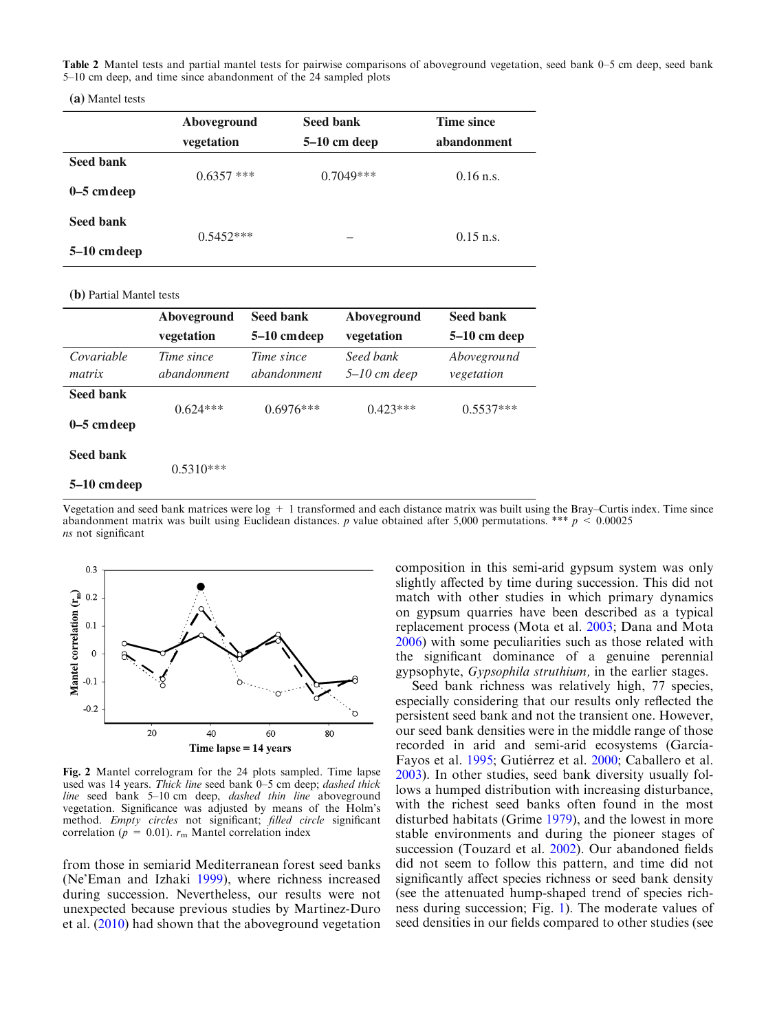**Table 2** Mantel tests and partial mantel tests for pairwise comparisons of aboveground vegetation, seed bank 0–5 cm deep, seed bank 5–10 cm deep, and time since abandonment of the 24 sampled plots

(a) Mantel tests

| | Aboveground vegetation | Seed bank 5–10 cm deep | Time since abandonment |
|---|---|---|---|
| **Seed bank 0–5 cm deep** | 0.6357 *** | 0.7049*** | 0.16 n.s. |
| **Seed bank 5–10 cm deep** | 0.5452*** | – | 0.15 n.s. |

(b) Partial Mantel tests

| | Aboveground vegetation | Seed bank 5–10 cm deep | Aboveground vegetation | Seed bank 5–10 cm deep |
|---|---|---|---|---|
| *Covariable matrix* | *Time since abandonment* | *Time since abandonment* | *Seed bank 5–10 cm deep* | *Aboveground vegetation* |
| **Seed bank 0–5 cm deep** | 0.624*** | 0.6976*** | 0.423*** | 0.5537*** |
| **Seed bank 5–10 cm deep** | 0.5310*** | | | |

Vegetation and seed bank matrices were log + 1 transformed and each distance matrix was built using the Bray–Curtis index. Time since abandonment matrix was built using Euclidean distances. $p$ value obtained after 5,000 permutations. *** $p < 0.00025$
*ns* not significant

**Fig. 2** Mantel correlogram for the 24 plots sampled. Time lapse used was 14 years. *Thick line* seed bank 0–5 cm deep; *dashed thick line* seed bank 5–10 cm deep, *dashed thin line* aboveground vegetation. Significance was adjusted by means of the Holm's method. *Empty circles* not significant; *filled circle* significant correlation ($p = 0.01$). $r_m$ Mantel correlation index

from those in semiarid Mediterranean forest seed banks (Ne'Eman and Izhaki 1999), where richness increased during succession. Nevertheless, our results were not unexpected because previous studies by Martinez-Duro et al. (2010) had shown that the aboveground vegetation composition in this semi-arid gypsum system was only slightly affected by time during succession. This did not match with other studies in which primary dynamics on gypsum quarries have been described as a typical replacement process (Mota et al. 2003; Dana and Mota 2006) with some peculiarities such as those related with the significant dominance of a genuine perennial gypsophyte, *Gypsophila struthium,* in the earlier stages.

Seed bank richness was relatively high, 77 species, especially considering that our results only reflected the persistent seed bank and not the transient one. However, our seed bank densities were in the middle range of those recorded in arid and semi-arid ecosystems (García-Fayos et al. 1995; Gutiérrez et al. 2000; Caballero et al. 2003). In other studies, seed bank diversity usually follows a humped distribution with increasing disturbance, with the richest seed banks often found in the most disturbed habitats (Grime 1979), and the lowest in more stable environments and during the pioneer stages of succession (Touzard et al. 2002). Our abandoned fields did not seem to follow this pattern, and time did not significantly affect species richness or seed bank density (see the attenuated hump-shaped trend of species richness during succession; Fig. 1). The moderate values of seed densities in our fields compared to other studies (see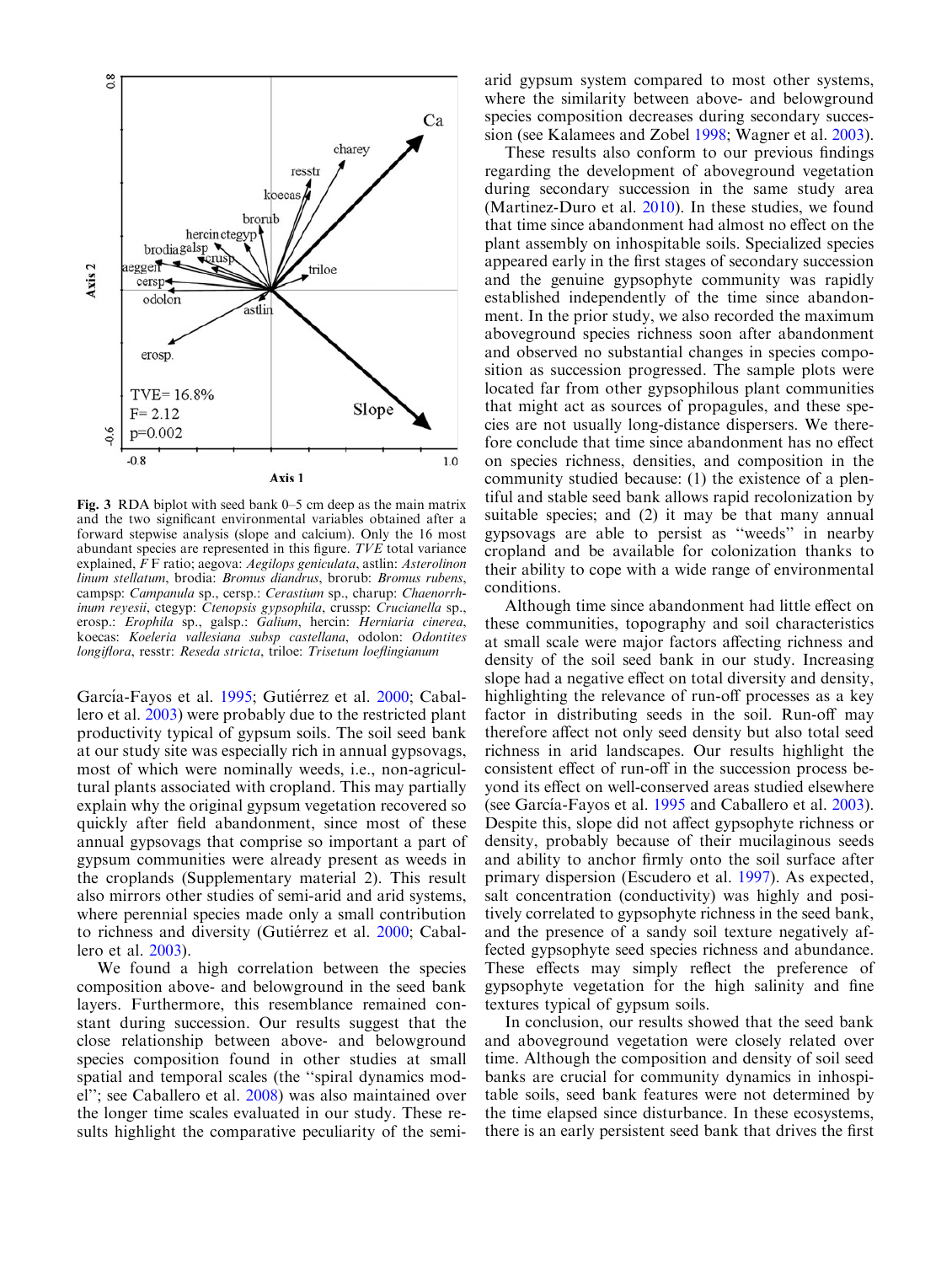Fig. 3 RDA biplot with seed bank 0–5 cm deep as the main matrix and the two significant environmental variables obtained after a forward stepwise analysis (slope and calcium). Only the 16 most abundant species are represented in this figure. *TVE* total variance explained, *F* F ratio; aegova: *Aegilops geniculata*, astlin: *Asterolinon linum stellatum*, brodia: *Bromus diandrus*, brorub: *Bromus rubens*, campsp: *Campanula* sp., cersp.: *Cerastium* sp., charup: *Chaenorrhinum reyesii*, ctegyp: *Ctenopsis gypsophila*, crussp: *Crucianella* sp., erosp.: *Erophila* sp., galsp.: *Galium*, hercin: *Herniaria cinerea*, koecas: *Koeleria vallesiana subsp castellana*, odolon: *Odontites longiflora*, resstr: *Reseda stricta*, triloe: *Trisetum loeflingianum*

García-Fayos et al. 1995; Gutiérrez et al. 2000; Caballero et al. 2003) were probably due to the restricted plant productivity typical of gypsum soils. The soil seed bank at our study site was especially rich in annual gypsovags, most of which were nominally weeds, i.e., non-agricultural plants associated with cropland. This may partially explain why the original gypsum vegetation recovered so quickly after field abandonment, since most of these annual gypsovags that comprise so important a part of gypsum communities were already present as weeds in the croplands (Supplementary material 2). This result also mirrors other studies of semi-arid and arid systems, where perennial species made only a small contribution to richness and diversity (Gutiérrez et al. 2000; Caballero et al. 2003).

We found a high correlation between the species composition above- and belowground in the seed bank layers. Furthermore, this resemblance remained constant during succession. Our results suggest that the close relationship between above- and belowground species composition found in other studies at small spatial and temporal scales (the "spiral dynamics model"; see Caballero et al. 2008) was also maintained over the longer time scales evaluated in our study. These results highlight the comparative peculiarity of the semi-arid gypsum system compared to most other systems, where the similarity between above- and belowground species composition decreases during secondary succession (see Kalamees and Zobel 1998; Wagner et al. 2003).

These results also conform to our previous findings regarding the development of aboveground vegetation during secondary succession in the same study area (Martinez-Duro et al. 2010). In these studies, we found that time since abandonment had almost no effect on the plant assembly on inhospitable soils. Specialized species appeared early in the first stages of secondary succession and the genuine gypsophyte community was rapidly established independently of the time since abandonment. In the prior study, we also recorded the maximum aboveground species richness soon after abandonment and observed no substantial changes in species composition as succession progressed. The sample plots were located far from other gypsophilous plant communities that might act as sources of propagules, and these species are not usually long-distance dispersers. We therefore conclude that time since abandonment has no effect on species richness, densities, and composition in the community studied because: (1) the existence of a plentiful and stable seed bank allows rapid recolonization by suitable species; and (2) it may be that many annual gypsovags are able to persist as "weeds" in nearby cropland and be available for colonization thanks to their ability to cope with a wide range of environmental conditions.

Although time since abandonment had little effect on these communities, topography and soil characteristics at small scale were major factors affecting richness and density of the soil seed bank in our study. Increasing slope had a negative effect on total diversity and density, highlighting the relevance of run-off processes as a key factor in distributing seeds in the soil. Run-off may therefore affect not only seed density but also total seed richness in arid landscapes. Our results highlight the consistent effect of run-off in the succession process beyond its effect on well-conserved areas studied elsewhere (see García-Fayos et al. 1995 and Caballero et al. 2003). Despite this, slope did not affect gypsophyte richness or density, probably because of their mucilaginous seeds and ability to anchor firmly onto the soil surface after primary dispersion (Escudero et al. 1997). As expected, salt concentration (conductivity) was highly and positively correlated to gypsophyte richness in the seed bank, and the presence of a sandy soil texture negatively affected gypsophyte seed species richness and abundance. These effects may simply reflect the preference of gypsophyte vegetation for the high salinity and fine textures typical of gypsum soils.

In conclusion, our results showed that the seed bank and aboveground vegetation were closely related over time. Although the composition and density of soil seed banks are crucial for community dynamics in inhospitable soils, seed bank features were not determined by the time elapsed since disturbance. In these ecosystems, there is an early persistent seed bank that drives the first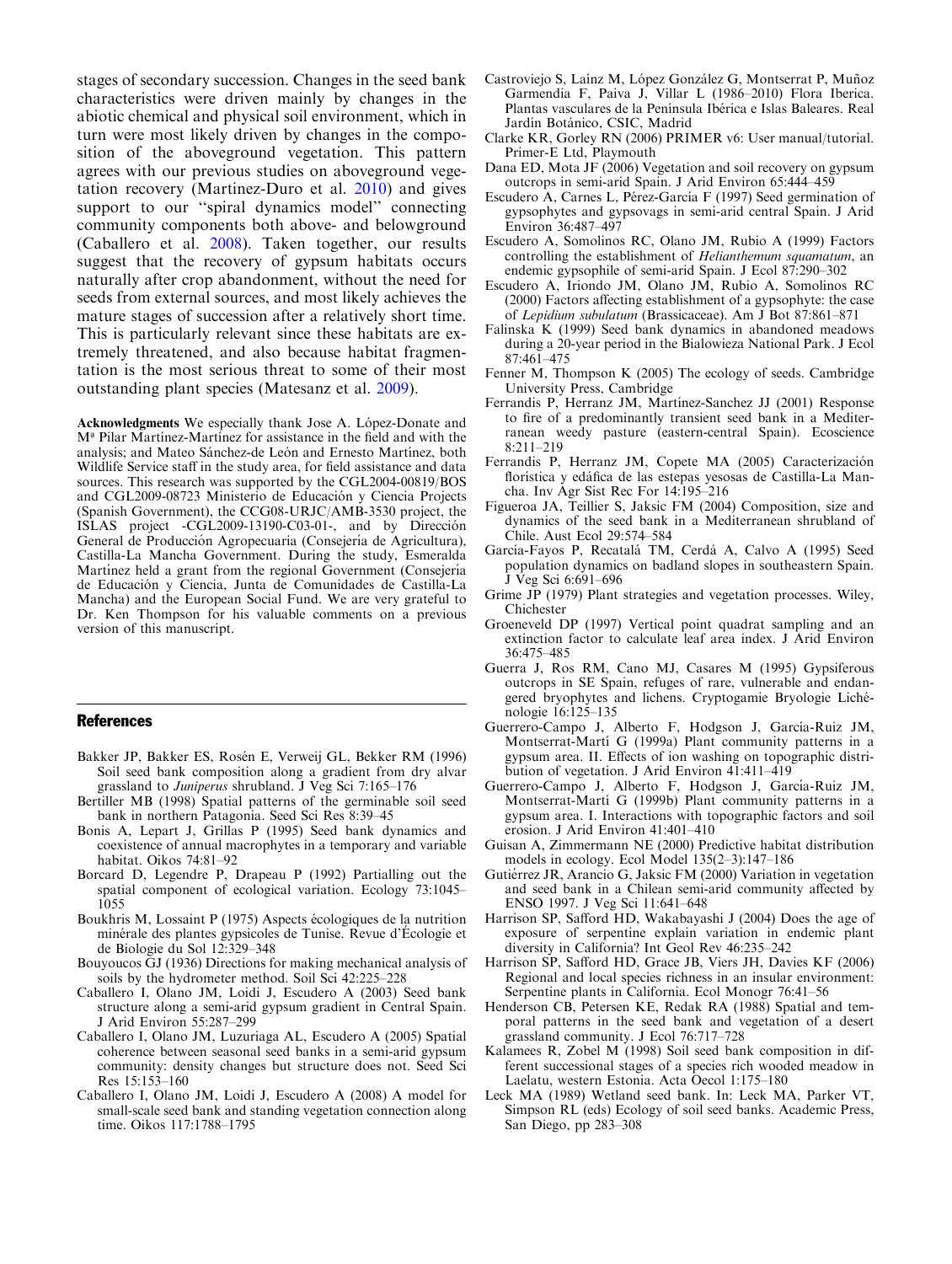stages of secondary succession. Changes in the seed bank characteristics were driven mainly by changes in the abiotic chemical and physical soil environment, which in turn were most likely driven by changes in the composition of the aboveground vegetation. This pattern agrees with our previous studies on aboveground vegetation recovery (Martinez-Duro et al. 2010) and gives support to our "spiral dynamics model" connecting community components both above- and belowground (Caballero et al. 2008). Taken together, our results suggest that the recovery of gypsum habitats occurs naturally after crop abandonment, without the need for seeds from external sources, and most likely achieves the mature stages of succession after a relatively short time. This is particularly relevant since these habitats are extremely threatened, and also because habitat fragmentation is the most serious threat to some of their most outstanding plant species (Matesanz et al. 2009).

**Acknowledgments** We especially thank Jose A. López-Donate and Mª Pilar Martínez-Martínez for assistance in the field and with the analysis; and Mateo Sánchez-de León and Ernesto Martínez, both Wildlife Service staff in the study area, for field assistance and data sources. This research was supported by the CGL2004-00819/BOS and CGL2009-08723 Ministerio de Educación y Ciencia Projects (Spanish Government), the CCG08-URJC/AMB-3530 project, the ISLAS project -CGL2009-13190-C03-01-, and by Dirección General de Producción Agropecuaria (Consejería de Agricultura), Castilla-La Mancha Government. During the study, Esmeralda Martínez held a grant from the regional Government (Consejería de Educación y Ciencia, Junta de Comunidades de Castilla-La Mancha) and the European Social Fund. We are very grateful to Dr. Ken Thompson for his valuable comments on a previous version of this manuscript.

## References

Bakker JP, Bakker ES, Rosén E, Verweij GL, Bekker RM (1996) Soil seed bank composition along a gradient from dry alvar grassland to *Juniperus* shrubland. J Veg Sci 7:165–176

Bertiller MB (1998) Spatial patterns of the germinable soil seed bank in northern Patagonia. Seed Sci Res 8:39–45

Bonis A, Lepart J, Grillas P (1995) Seed bank dynamics and coexistence of annual macrophytes in a temporary and variable habitat. Oikos 74:81–92

Borcard D, Legendre P, Drapeau P (1992) Partialling out the spatial component of ecological variation. Ecology 73:1045–1055

Boukhris M, Lossaint P (1975) Aspects écologiques de la nutrition minérale des plantes gypsicoles de Tunise. Revue d'Écologie et de Biologie du Sol 12:329–348

Bouyoucos GJ (1936) Directions for making mechanical analysis of soils by the hydrometer method. Soil Sci 42:225–228

Caballero I, Olano JM, Loidi J, Escudero A (2003) Seed bank structure along a semi-arid gypsum gradient in Central Spain. J Arid Environ 55:287–299

Caballero I, Olano JM, Luzuriaga AL, Escudero A (2005) Spatial coherence between seasonal seed banks in a semi-arid gypsum community: density changes but structure does not. Seed Sci Res 15:153–160

Caballero I, Olano JM, Loidi J, Escudero A (2008) A model for small-scale seed bank and standing vegetation connection along time. Oikos 117:1788–1795

Castroviejo S, Laínz M, López González G, Montserrat P, Muñoz Garmendia F, Paiva J, Villar L (1986–2010) Flora Iberica. Plantas vasculares de la Península Ibérica e Islas Baleares. Real Jardín Botánico, CSIC, Madrid

Clarke KR, Gorley RN (2006) PRIMER v6: User manual/tutorial. Primer-E Ltd, Playmouth

Dana ED, Mota JF (2006) Vegetation and soil recovery on gypsum outcrops in semi-arid Spain. J Arid Environ 65:444–459

Escudero A, Carnes L, Pérez-García F (1997) Seed germination of gypsophytes and gypsovags in semi-arid central Spain. J Arid Environ 36:487–497

Escudero A, Somolinos RC, Olano JM, Rubio A (1999) Factors controlling the establishment of *Helianthemum squamatum*, an endemic gypsophile of semi-arid Spain. J Ecol 87:290–302

Escudero A, Iriondo JM, Olano JM, Rubio A, Somolinos RC (2000) Factors affecting establishment of a gypsophyte: the case of *Lepidium subulatum* (Brassicaceae). Am J Bot 87:861–871

Falinska K (1999) Seed bank dynamics in abandoned meadows during a 20-year period in the Bialowieza National Park. J Ecol 87:461–475

Fenner M, Thompson K (2005) The ecology of seeds. Cambridge University Press, Cambridge

Ferrandis P, Herranz JM, Martínez-Sanchez JJ (2001) Response to fire of a predominantly transient seed bank in a Mediterranean weedy pasture (eastern-central Spain). Ecoscience 8:211–219

Ferrandis P, Herranz JM, Copete MA (2005) Caracterización florística y edáfica de las estepas yesosas de Castilla-La Mancha. Inv Agr Sist Rec For 14:195–216

Figueroa JA, Teillier S, Jaksic FM (2004) Composition, size and dynamics of the seed bank in a Mediterranean shrubland of Chile. Aust Ecol 29:574–584

García-Fayos P, Recatalá TM, Cerdá A, Calvo A (1995) Seed population dynamics on badland slopes in southeastern Spain. J Veg Sci 6:691–696

Grime JP (1979) Plant strategies and vegetation processes. Wiley, Chichester

Groeneveld DP (1997) Vertical point quadrat sampling and an extinction factor to calculate leaf area index. J Arid Environ 36:475–485

Guerra J, Ros RM, Cano MJ, Casares M (1995) Gypsiferous outcrops in SE Spain, refuges of rare, vulnerable and endangered bryophytes and lichens. Cryptogamie Bryologie Lichénologie 16:125–135

Guerrero-Campo J, Alberto F, Hodgson J, García-Ruiz JM, Montserrat-Martí G (1999a) Plant community patterns in a gypsum area. II. Effects of ion washing on topographic distribution of vegetation. J Arid Environ 41:411–419

Guerrero-Campo J, Alberto F, Hodgson J, García-Ruiz JM, Montserrat-Martí G (1999b) Plant community patterns in a gypsum area. I. Interactions with topographic factors and soil erosion. J Arid Environ 41:401–410

Guisan A, Zimmermann NE (2000) Predictive habitat distribution models in ecology. Ecol Model 135(2–3):147–186

Gutiérrez JR, Arancio G, Jaksic FM (2000) Variation in vegetation and seed bank in a Chilean semi-arid community affected by ENSO 1997. J Veg Sci 11:641–648

Harrison SP, Safford HD, Wakabayashi J (2004) Does the age of exposure of serpentine explain variation in endemic plant diversity in California? Int Geol Rev 46:235–242

Harrison SP, Safford HD, Grace JB, Viers JH, Davies KF (2006) Regional and local species richness in an insular environment: Serpentine plants in California. Ecol Monogr 76:41–56

Henderson CB, Petersen KE, Redak RA (1988) Spatial and temporal patterns in the seed bank and vegetation of a desert grassland community. J Ecol 76:717–728

Kalamees R, Zobel M (1998) Soil seed bank composition in different successional stages of a species rich wooded meadow in Laelatu, western Estonia. Acta Oecol 1:175–180

Leck MA (1989) Wetland seed bank. In: Leck MA, Parker VT, Simpson RL (eds) Ecology of soil seed banks. Academic Press, San Diego, pp 283–308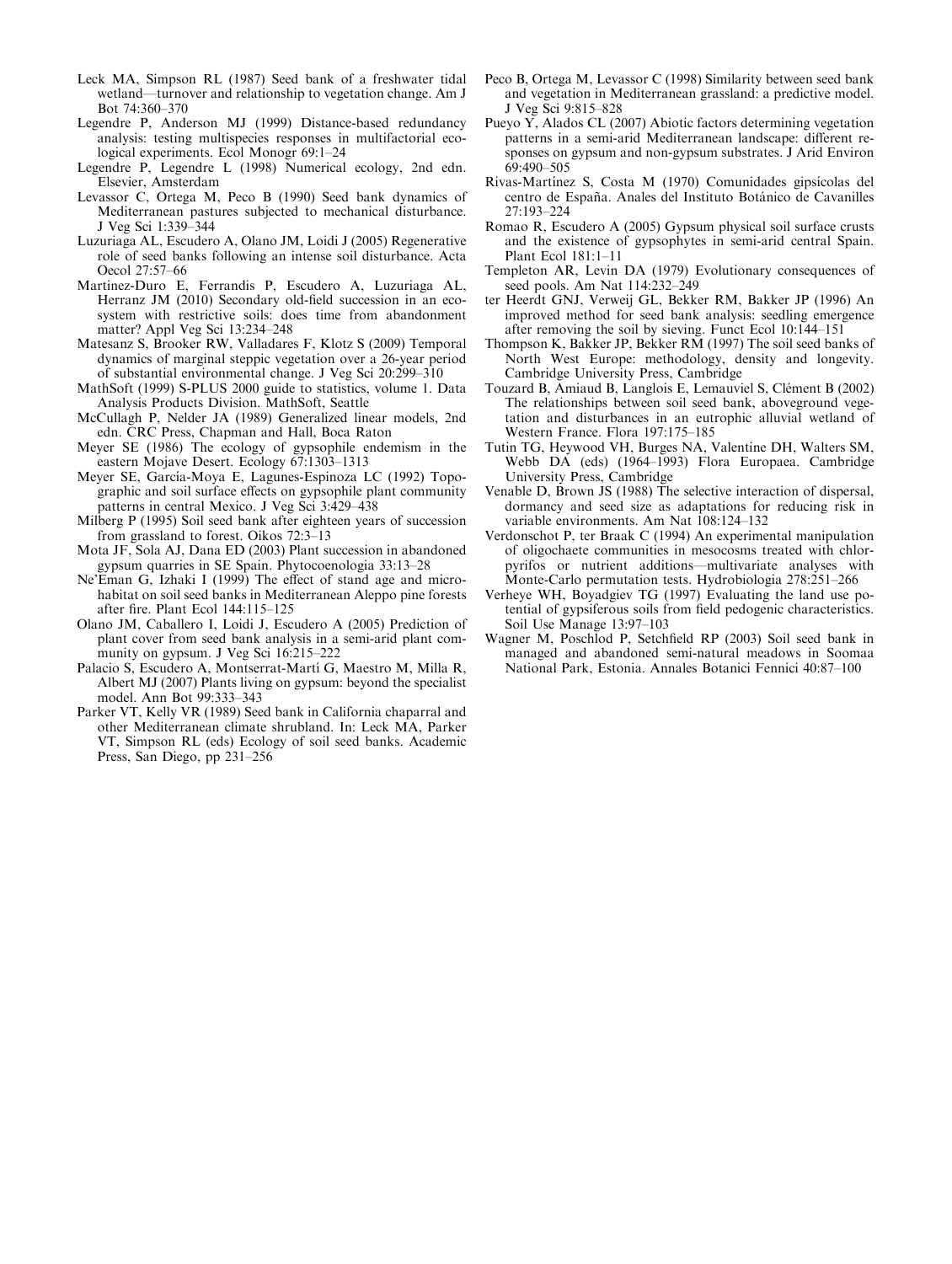Leck MA, Simpson RL (1987) Seed bank of a freshwater tidal wetland—turnover and relationship to vegetation change. Am J Bot 74:360–370

Legendre P, Anderson MJ (1999) Distance-based redundancy analysis: testing multispecies responses in multifactorial ecological experiments. Ecol Monogr 69:1–24

Legendre P, Legendre L (1998) Numerical ecology, 2nd edn. Elsevier, Amsterdam

Levassor C, Ortega M, Peco B (1990) Seed bank dynamics of Mediterranean pastures subjected to mechanical disturbance. J Veg Sci 1:339–344

Luzuriaga AL, Escudero A, Olano JM, Loidi J (2005) Regenerative role of seed banks following an intense soil disturbance. Acta Oecol 27:57–66

Martinez-Duro E, Ferrandis P, Escudero A, Luzuriaga AL, Herranz JM (2010) Secondary old-field succession in an ecosystem with restrictive soils: does time from abandonment matter? Appl Veg Sci 13:234–248

Matesanz S, Brooker RW, Valladares F, Klotz S (2009) Temporal dynamics of marginal steppic vegetation over a 26-year period of substantial environmental change. J Veg Sci 20:299–310

MathSoft (1999) S-PLUS 2000 guide to statistics, volume 1. Data Analysis Products Division. MathSoft, Seattle

McCullagh P, Nelder JA (1989) Generalized linear models, 2nd edn. CRC Press, Chapman and Hall, Boca Raton

Meyer SE (1986) The ecology of gypsophile endemism in the eastern Mojave Desert. Ecology 67:1303–1313

Meyer SE, García-Moya E, Lagunes-Espinoza LC (1992) Topographic and soil surface effects on gypsophile plant community patterns in central Mexico. J Veg Sci 3:429–438

Milberg P (1995) Soil seed bank after eighteen years of succession from grassland to forest. Oikos 72:3–13

Mota JF, Sola AJ, Dana ED (2003) Plant succession in abandoned gypsum quarries in SE Spain. Phytocoenologia 33:13–28

Ne'Eman G, Izhaki I (1999) The effect of stand age and microhabitat on soil seed banks in Mediterranean Aleppo pine forests after fire. Plant Ecol 144:115–125

Olano JM, Caballero I, Loidi J, Escudero A (2005) Prediction of plant cover from seed bank analysis in a semi-arid plant community on gypsum. J Veg Sci 16:215–222

Palacio S, Escudero A, Montserrat-Martí G, Maestro M, Milla R, Albert MJ (2007) Plants living on gypsum: beyond the specialist model. Ann Bot 99:333–343

Parker VT, Kelly VR (1989) Seed bank in California chaparral and other Mediterranean climate shrubland. In: Leck MA, Parker VT, Simpson RL (eds) Ecology of soil seed banks. Academic Press, San Diego, pp 231–256

Peco B, Ortega M, Levassor C (1998) Similarity between seed bank and vegetation in Mediterranean grassland: a predictive model. J Veg Sci 9:815–828

Pueyo Y, Alados CL (2007) Abiotic factors determining vegetation patterns in a semi-arid Mediterranean landscape: different responses on gypsum and non-gypsum substrates. J Arid Environ 69:490–505

Rivas-Martínez S, Costa M (1970) Comunidades gipsícolas del centro de España. Anales del Instituto Botánico de Cavanilles 27:193–224

Romao R, Escudero A (2005) Gypsum physical soil surface crusts and the existence of gypsophytes in semi-arid central Spain. Plant Ecol 181:1–11

Templeton AR, Levin DA (1979) Evolutionary consequences of seed pools. Am Nat 114:232–249

ter Heerdt GNJ, Verweij GL, Bekker RM, Bakker JP (1996) An improved method for seed bank analysis: seedling emergence after removing the soil by sieving. Funct Ecol 10:144–151

Thompson K, Bakker JP, Bekker RM (1997) The soil seed banks of North West Europe: methodology, density and longevity. Cambridge University Press, Cambridge

Touzard B, Amiaud B, Langlois E, Lemauviel S, Clément B (2002) The relationships between soil seed bank, aboveground vegetation and disturbances in an eutrophic alluvial wetland of Western France. Flora 197:175–185

Tutin TG, Heywood VH, Burges NA, Valentine DH, Walters SM, Webb DA (eds) (1964–1993) Flora Europaea. Cambridge University Press, Cambridge

Venable D, Brown JS (1988) The selective interaction of dispersal, dormancy and seed size as adaptations for reducing risk in variable environments. Am Nat 108:124–132

Verdonschot P, ter Braak C (1994) An experimental manipulation of oligochaete communities in mesocosms treated with chlorpyrifos or nutrient additions—multivariate analyses with Monte-Carlo permutation tests. Hydrobiologia 278:251–266

Verheye WH, Boyadgiev TG (1997) Evaluating the land use potential of gypsiferous soils from field pedogenic characteristics. Soil Use Manage 13:97–103

Wagner M, Poschlod P, Setchfield RP (2003) Soil seed bank in managed and abandoned semi-natural meadows in Soomaa National Park, Estonia. Annales Botanici Fennici 40:87–100